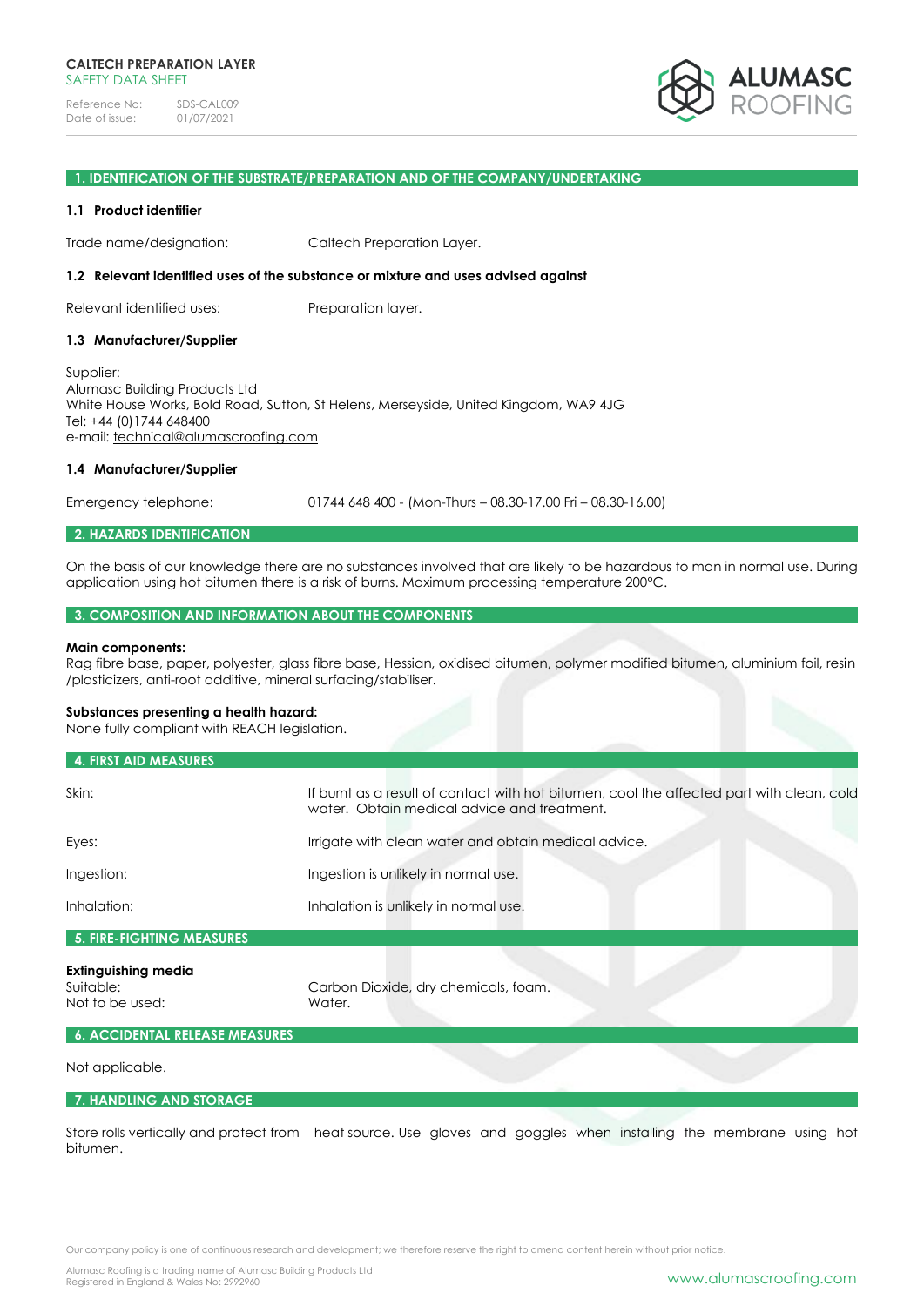**CALTECH PREPARATION LAYER**
SAFETY DATA SHEET

Reference No: SDS-CAL009
Date of issue: 01/07/2021

## 1. IDENTIFICATION OF THE SUBSTRATE/PREPARATION AND OF THE COMPANY/UNDERTAKING

### 1.1 Product identifier

Trade name/designation: Caltech Preparation Layer.

### 1.2 Relevant identified uses of the substance or mixture and uses advised against

Relevant identified uses: Preparation layer.

### 1.3 Manufacturer/Supplier

Supplier:
Alumasc Building Products Ltd
White House Works, Bold Road, Sutton, St Helens, Merseyside, United Kingdom, WA9 4JG
Tel: +44 (0)1744 648400
e-mail: technical@alumascroofing.com

### 1.4 Manufacturer/Supplier

Emergency telephone: 01744 648 400 - (Mon-Thurs – 08.30-17.00 Fri – 08.30-16.00)

## 2. HAZARDS IDENTIFICATION

On the basis of our knowledge there are no substances involved that are likely to be hazardous to man in normal use. During application using hot bitumen there is a risk of burns. Maximum processing temperature 200°C.

## 3. COMPOSITION AND INFORMATION ABOUT THE COMPONENTS

**Main components:**
Rag fibre base, paper, polyester, glass fibre base, Hessian, oxidised bitumen, polymer modified bitumen, aluminium foil, resin /plasticizers, anti-root additive, mineral surfacing/stabiliser.

**Substances presenting a health hazard:**
None fully compliant with REACH legislation.

## 4. FIRST AID MEASURES

Skin: If burnt as a result of contact with hot bitumen, cool the affected part with clean, cold water. Obtain medical advice and treatment.

Eyes: Irrigate with clean water and obtain medical advice.

Ingestion: Ingestion is unlikely in normal use.

Inhalation: Inhalation is unlikely in normal use.

## 5. FIRE-FIGHTING MEASURES

**Extinguishing media**
Suitable: Carbon Dioxide, dry chemicals, foam.
Not to be used: Water.

## 6. ACCIDENTAL RELEASE MEASURES

Not applicable.

## 7. HANDLING AND STORAGE

Store rolls vertically and protect from heat source. Use gloves and goggles when installing the membrane using hot bitumen.

Our company policy is one of continuous research and development; we therefore reserve the right to amend content herein without prior notice.

Alumasc Roofing is a trading name of Alumasc Building Products Ltd
Registered in England & Wales No: 2992960

www.alumascroofing.com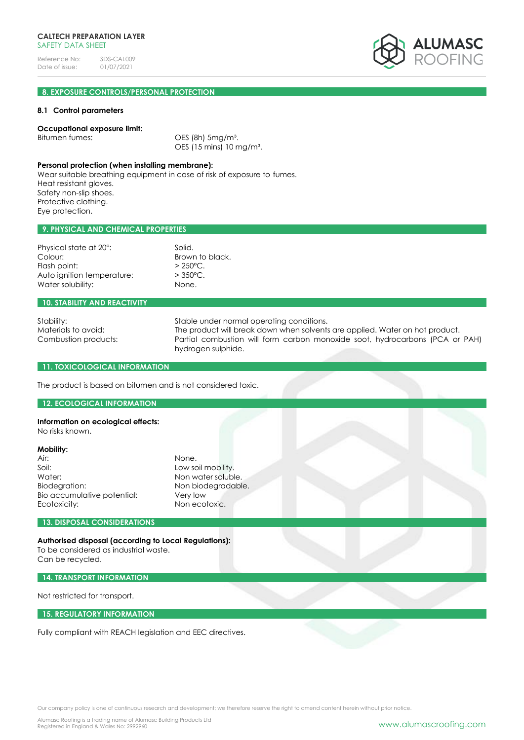## 8. EXPOSURE CONTROLS/PERSONAL PROTECTION

### 8.1 Control parameters

**Occupational exposure limit:**

| | |
|---|---|
| Bitumen fumes: | OES (8h) 5mg/m³.<br>OES (15 mins) 10 mg/m³. |

**Personal protection (when installing membrane):**

Wear suitable breathing equipment in case of risk of exposure to fumes.
Heat resistant gloves.
Safety non-slip shoes.
Protective clothing.
Eye protection.

## 9. PHYSICAL AND CHEMICAL PROPERTIES

| | |
|---|---|
| Physical state at 20°: | Solid. |
| Colour: | Brown to black. |
| Flash point: | > 250°C. |
| Auto ignition temperature: | > 350°C. |
| Water solubility: | None. |

## 10. STABILITY AND REACTIVITY

| | |
|---|---|
| Stability: | Stable under normal operating conditions. |
| Materials to avoid: | The product will break down when solvents are applied. Water on hot product. |
| Combustion products: | Partial combustion will form carbon monoxide soot, hydrocarbons (PCA or PAH) hydrogen sulphide. |

## 11. TOXICOLOGICAL INFORMATION

The product is based on bitumen and is not considered toxic.

## 12. ECOLOGICAL INFORMATION

**Information on ecological effects:**
No risks known.

**Mobility:**

| | |
|---|---|
| Air: | None. |
| Soil: | Low soil mobility. |
| Water: | Non water soluble. |
| Biodegration: | Non biodegradable. |
| Bio accumulative potential: | Very low |
| Ecotoxicity: | Non ecotoxic. |

## 13. DISPOSAL CONSIDERATIONS

**Authorised disposal (according to Local Regulations):**
To be considered as industrial waste.
Can be recycled.

## 14. TRANSPORT INFORMATION

Not restricted for transport.

## 15. REGULATORY INFORMATION

Fully compliant with REACH legislation and EEC directives.

Our company policy is one of continuous research and development; we therefore reserve the right to amend content herein without prior notice.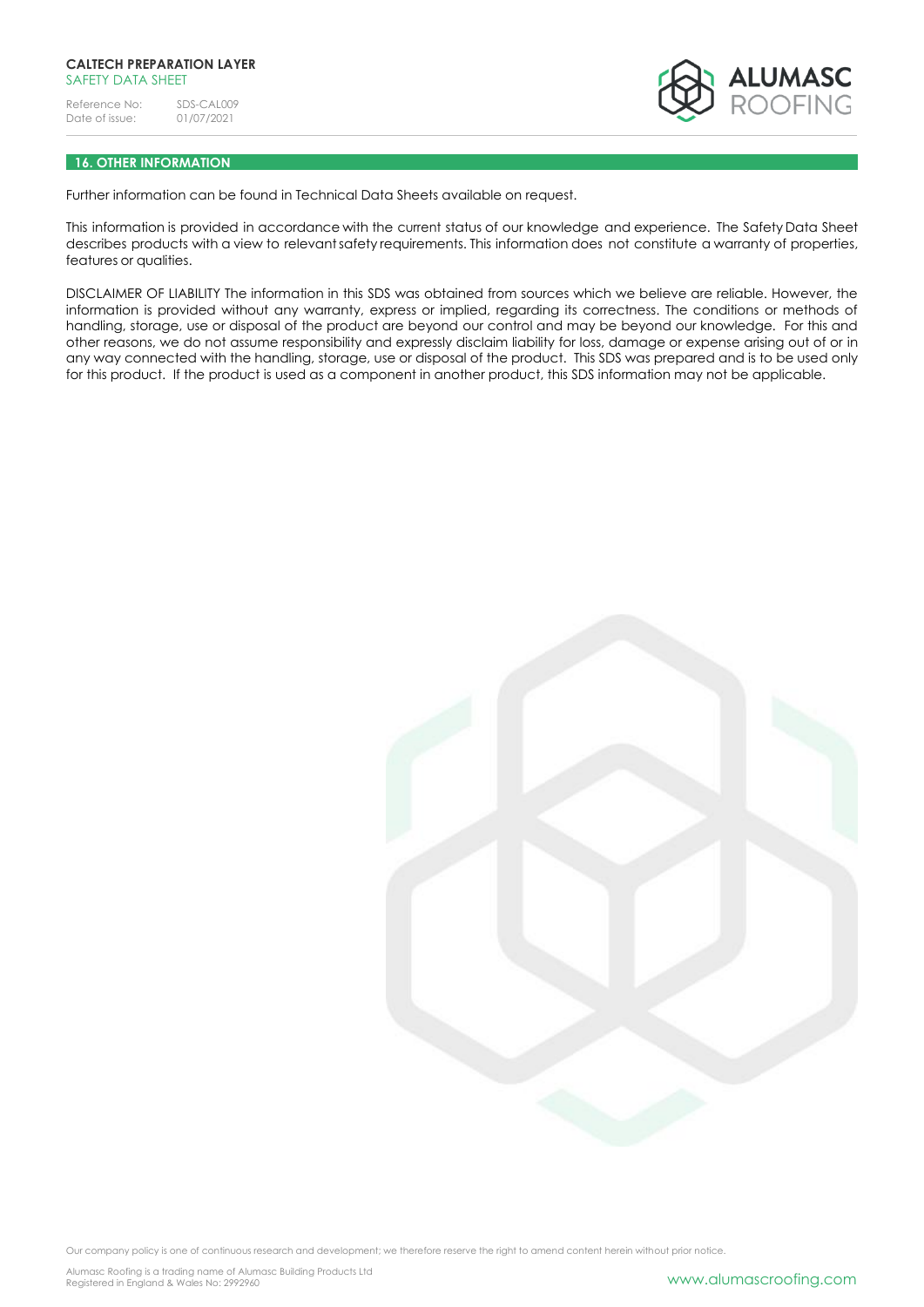## 16. OTHER INFORMATION

Further information can be found in Technical Data Sheets available on request.

This information is provided in accordance with the current status of our knowledge and experience. The Safety Data Sheet describes products with a view to relevant safety requirements. This information does not constitute a warranty of properties, features or qualities.

DISCLAIMER OF LIABILITY The information in this SDS was obtained from sources which we believe are reliable. However, the information is provided without any warranty, express or implied, regarding its correctness. The conditions or methods of handling, storage, use or disposal of the product are beyond our control and may be beyond our knowledge. For this and other reasons, we do not assume responsibility and expressly disclaim liability for loss, damage or expense arising out of or in any way connected with the handling, storage, use or disposal of the product. This SDS was prepared and is to be used only for this product. If the product is used as a component in another product, this SDS information may not be applicable.